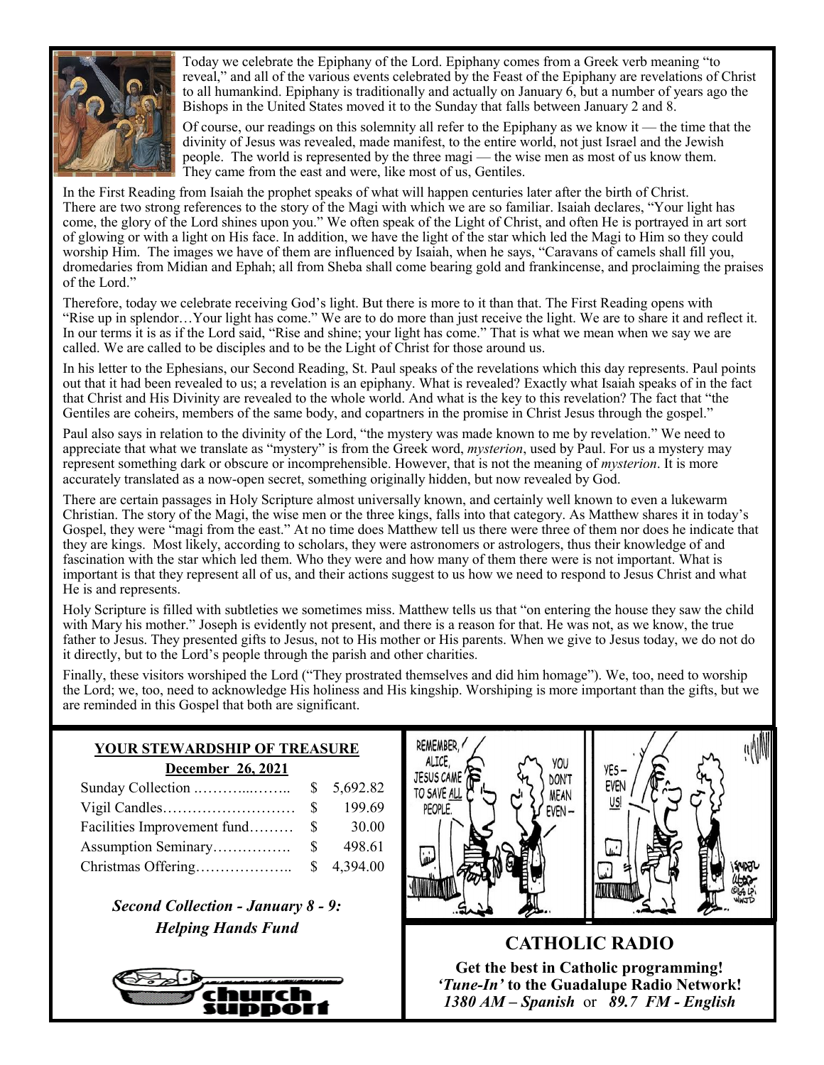Today we celebrate the Epiphany of the Lord. Epiphany comes from a Greek verb meaning "to reveal," and all of the various events celebrated by the Feast of the Epiphany are revelations of Christ to all humankind. Epiphany is traditionally and actually on January 6, but a number of years ago the Bishops in the United States moved it to the Sunday that falls between January 2 and 8.

Of course, our readings on this solemnity all refer to the Epiphany as we know it — the time that the divinity of Jesus was revealed, made manifest, to the entire world, not just Israel and the Jewish people. The world is represented by the three magi — the wise men as most of us know them. They came from the east and were, like most of us, Gentiles.

In the First Reading from Isaiah the prophet speaks of what will happen centuries later after the birth of Christ. There are two strong references to the story of the Magi with which we are so familiar. Isaiah declares, "Your light has come, the glory of the Lord shines upon you." We often speak of the Light of Christ, and often He is portrayed in art sort of glowing or with a light on His face. In addition, we have the light of the star which led the Magi to Him so they could worship Him. The images we have of them are influenced by Isaiah, when he says, "Caravans of camels shall fill you, dromedaries from Midian and Ephah; all from Sheba shall come bearing gold and frankincense, and proclaiming the praises of the Lord."

Therefore, today we celebrate receiving God's light. But there is more to it than that. The First Reading opens with "Rise up in splendor…Your light has come." We are to do more than just receive the light. We are to share it and reflect it. In our terms it is as if the Lord said, "Rise and shine; your light has come." That is what we mean when we say we are called. We are called to be disciples and to be the Light of Christ for those around us.

In his letter to the Ephesians, our Second Reading, St. Paul speaks of the revelations which this day represents. Paul points out that it had been revealed to us; a revelation is an epiphany. What is revealed? Exactly what Isaiah speaks of in the fact that Christ and His Divinity are revealed to the whole world. And what is the key to this revelation? The fact that "the Gentiles are coheirs, members of the same body, and copartners in the promise in Christ Jesus through the gospel."

Paul also says in relation to the divinity of the Lord, "the mystery was made known to me by revelation." We need to appreciate that what we translate as "mystery" is from the Greek word, *mysterion*, used by Paul. For us a mystery may represent something dark or obscure or incomprehensible. However, that is not the meaning of *mysterion*. It is more accurately translated as a now-open secret, something originally hidden, but now revealed by God.

There are certain passages in Holy Scripture almost universally known, and certainly well known to even a lukewarm Christian. The story of the Magi, the wise men or the three kings, falls into that category. As Matthew shares it in today's Gospel, they were "magi from the east." At no time does Matthew tell us there were three of them nor does he indicate that they are kings. Most likely, according to scholars, they were astronomers or astrologers, thus their knowledge of and fascination with the star which led them. Who they were and how many of them there were is not important. What is important is that they represent all of us, and their actions suggest to us how we need to respond to Jesus Christ and what He is and represents.

Holy Scripture is filled with subtleties we sometimes miss. Matthew tells us that "on entering the house they saw the child with Mary his mother." Joseph is evidently not present, and there is a reason for that. He was not, as we know, the true father to Jesus. They presented gifts to Jesus, not to His mother or His parents. When we give to Jesus today, we do not do it directly, but to the Lord's people through the parish and other charities.

Finally, these visitors worshiped the Lord ("They prostrated themselves and did him homage"). We, too, need to worship the Lord; we, too, need to acknowledge His holiness and His kingship. Worshiping is more important than the gifts, but we are reminded in this Gospel that both are significant.

## YOUR STEWARDSHIP OF TREASURE

**December 26, 2021**

| | |
|---|---|
| Sunday Collection | $ 5,692.82 |
| Vigil Candles | $ 199.69 |
| Facilities Improvement fund | $ 30.00 |
| Assumption Seminary | $ 498.61 |
| Christmas Offering | $ 4,394.00 |

***Second Collection - January 8 - 9: Helping Hands Fund***

church support

## CATHOLIC RADIO

**Get the best in Catholic programming!**
***'Tune-In'* to the Guadalupe Radio Network!**
***1380 AM – Spanish*** or ***89.7 FM - English***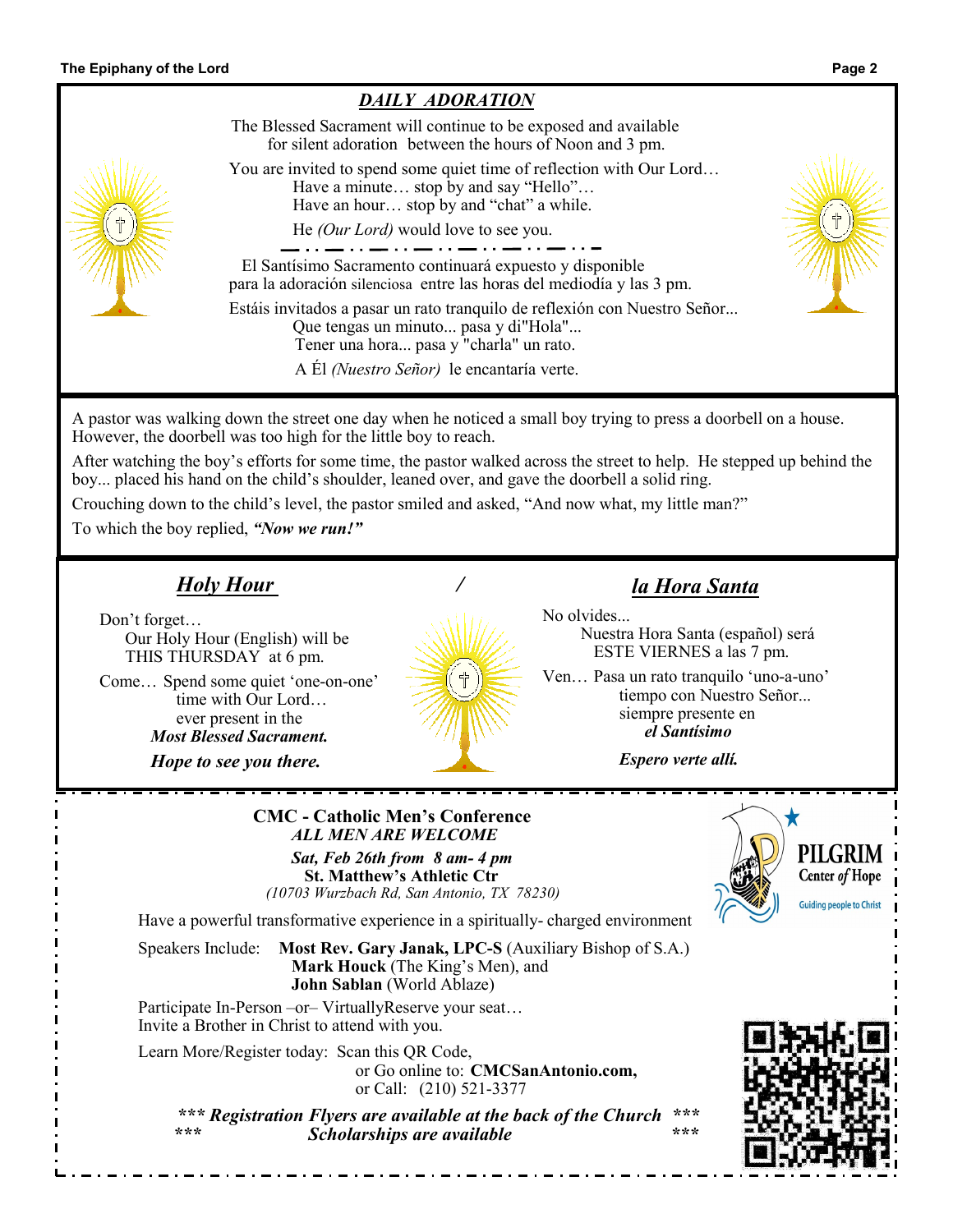## DAILY ADORATION

The Blessed Sacrament will continue to be exposed and available for silent adoration between the hours of Noon and 3 pm.

You are invited to spend some quiet time of reflection with Our Lord…
Have a minute… stop by and say "Hello"…
Have an hour… stop by and "chat" a while.

He *(Our Lord)* would love to see you.

El Santísimo Sacramento continuará expuesto y disponible para la adoración silenciosa entre las horas del mediodía y las 3 pm.

Estáis invitados a pasar un rato tranquilo de reflexión con Nuestro Señor...
Que tengas un minuto... pasa y di"Hola"...
Tener una hora... pasa y "charla" un rato.

A Él *(Nuestro Señor)* le encantaría verte.

---

A pastor was walking down the street one day when he noticed a small boy trying to press a doorbell on a house. However, the doorbell was too high for the little boy to reach.

After watching the boy's efforts for some time, the pastor walked across the street to help. He stepped up behind the boy... placed his hand on the child's shoulder, leaned over, and gave the doorbell a solid ring.

Crouching down to the child's level, the pastor smiled and asked, "And now what, my little man?"

To which the boy replied, ***"Now we run!"***

---

## Holy Hour / la Hora Santa

Don't forget…
Our Holy Hour (English) will be THIS THURSDAY at 6 pm.

Come… Spend some quiet 'one-on-one' time with Our Lord… ever present in the ***Most Blessed Sacrament.***

***Hope to see you there.***

No olvides...
Nuestra Hora Santa (español) será ESTE VIERNES a las 7 pm.

Ven… Pasa un rato tranquilo 'uno-a-uno' tiempo con Nuestro Señor... siempre presente en ***el Santísimo***

***Espero verte allí.***

---

**CMC - Catholic Men's Conference**
***ALL MEN ARE WELCOME***

***Sat, Feb 26th from 8 am- 4 pm***
**St. Matthew's Athletic Ctr**
*(10703 Wurzbach Rd, San Antonio, TX 78230)*

PILGRIM Center *of* Hope — Guiding people to Christ

Have a powerful transformative experience in a spiritually- charged environment

Speakers Include: **Most Rev. Gary Janak, LPC-S** (Auxiliary Bishop of S.A.)
**Mark Houck** (The King's Men), and
**John Sablan** (World Ablaze)

Participate In-Person –or– VirtuallyReserve your seat…
Invite a Brother in Christ to attend with you.

Learn More/Register today: Scan this QR Code,
or Go online to: **CMCSanAntonio.com,**
or Call: (210) 521-3377

***\*\*\* Registration Flyers are available at the back of the Church \*\*\****
***\*\*\* Scholarships are available \*\*\****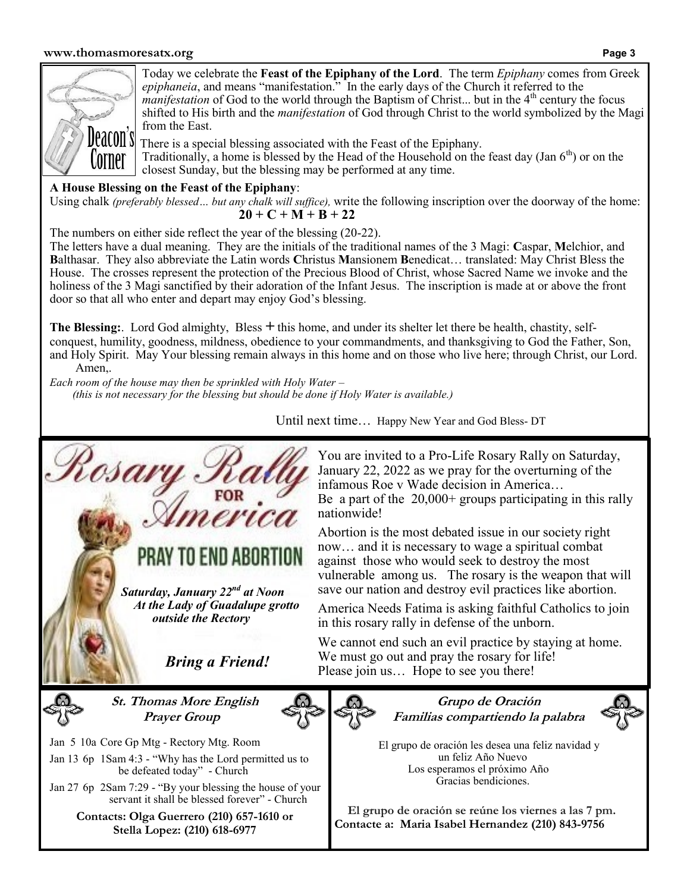## Deacon's Corner

Today we celebrate the **Feast of the Epiphany of the Lord**. The term *Epiphany* comes from Greek *epiphaneia*, and means "manifestation." In the early days of the Church it referred to the *manifestation* of God to the world through the Baptism of Christ... but in the 4th century the focus shifted to His birth and the *manifestation* of God through Christ to the world symbolized by the Magi from the East.

There is a special blessing associated with the Feast of the Epiphany. Traditionally, a home is blessed by the Head of the Household on the feast day (Jan 6th) or on the closest Sunday, but the blessing may be performed at any time.

**A House Blessing on the Feast of the Epiphany**:

Using chalk *(preferably blessed… but any chalk will suffice),* write the following inscription over the doorway of the home:

**20 + C + M + B + 22**

The numbers on either side reflect the year of the blessing (20-22).

The letters have a dual meaning. They are the initials of the traditional names of the 3 Magi: **C**aspar, **M**elchior, and **B**althasar. They also abbreviate the Latin words **C**hristus **M**ansionem **B**enedicat… translated: May Christ Bless the House. The crosses represent the protection of the Precious Blood of Christ, whose Sacred Name we invoke and the holiness of the 3 Magi sanctified by their adoration of the Infant Jesus. The inscription is made at or above the front door so that all who enter and depart may enjoy God's blessing.

**The Blessing:**. Lord God almighty, Bless + this home, and under its shelter let there be health, chastity, self-conquest, humility, goodness, mildness, obedience to your commandments, and thanksgiving to God the Father, Son, and Holy Spirit. May Your blessing remain always in this home and on those who live here; through Christ, our Lord. Amen,.

*Each room of the house may then be sprinkled with Holy Water –*
*(this is not necessary for the blessing but should be done if Holy Water is available.)*

Until next time… Happy New Year and God Bless- DT

---

## Rosary Rally for America

**PRAY TO END ABORTION**

***Saturday, January 22nd at Noon***
***At the Lady of Guadalupe grotto outside the Rectory***

***Bring a Friend!***

You are invited to a Pro-Life Rosary Rally on Saturday, January 22, 2022 as we pray for the overturning of the infamous Roe v Wade decision in America…
Be a part of the 20,000+ groups participating in this rally nationwide!

Abortion is the most debated issue in our society right now… and it is necessary to wage a spiritual combat against those who would seek to destroy the most vulnerable among us. The rosary is the weapon that will save our nation and destroy evil practices like abortion.

America Needs Fatima is asking faithful Catholics to join in this rosary rally in defense of the unborn.

We cannot end such an evil practice by staying at home. We must go out and pray the rosary for life!
Please join us… Hope to see you there!

---

### St. Thomas More English Prayer Group

- Jan 5 10a Core Gp Mtg - Rectory Mtg. Room
- Jan 13 6p 1Sam 4:3 - "Why has the Lord permitted us to be defeated today" - Church
- Jan 27 6p 2Sam 7:29 - "By your blessing the house of your servant it shall be blessed forever" - Church

**Contacts: Olga Guerrero (210) 657-1610 or Stella Lopez: (210) 618-6977**

### Grupo de Oración Familias compartiendo la palabra

El grupo de oración les desea una feliz navidad y un feliz Año Nuevo
Los esperamos el próximo Año
Gracias bendiciones.

**El grupo de oración se reúne los viernes a las 7 pm.**
**Contacte a: Maria Isabel Hernandez (210) 843-9756**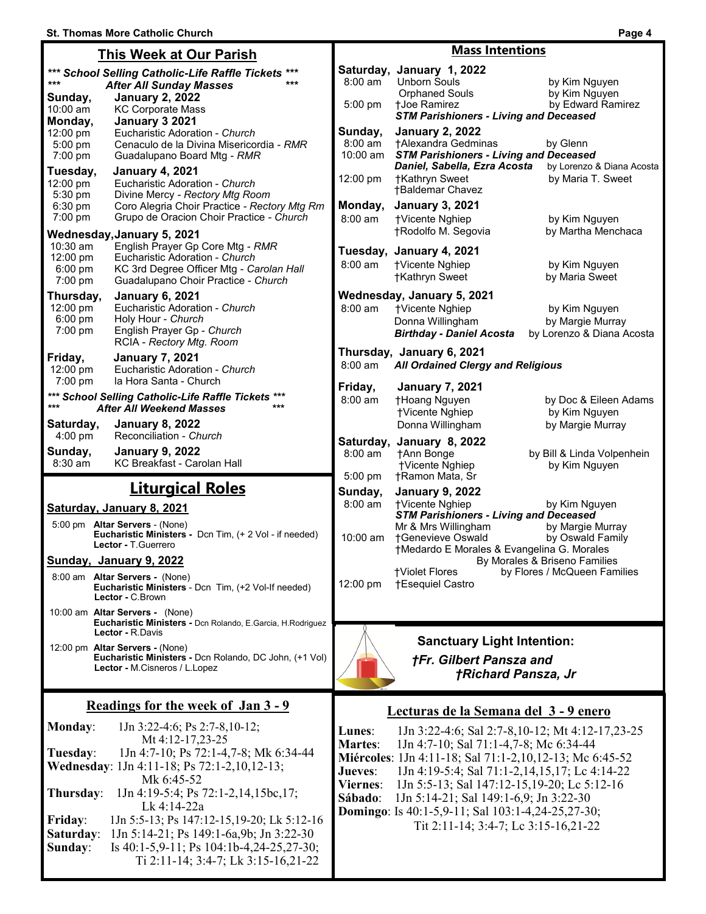## This Week at Our Parish

***\*\*\* School Selling Catholic-Life Raffle Tickets \*\*\****
***\*\*\* After All Sunday Masses \*\*\****

**Sunday, January 2, 2022**
10:00 am KC Corporate Mass

**Monday, January 3 2021**
12:00 pm Eucharistic Adoration - *Church*
5:00 pm Cenaculo de la Divina Misericordia - *RMR*
7:00 pm Guadalupano Board Mtg - *RMR*

**Tuesday, January 4, 2021**
12:00 pm Eucharistic Adoration - *Church*
5:30 pm Divine Mercy - *Rectory Mtg Room*
6:30 pm Coro Alegria Choir Practice - *Rectory Mtg Rm*
7:00 pm Grupo de Oracion Choir Practice - *Church*

**Wednesday, January 5, 2021**
10:30 am English Prayer Gp Core Mtg - *RMR*
12:00 pm Eucharistic Adoration - *Church*
6:00 pm KC 3rd Degree Officer Mtg - *Carolan Hall*
7:00 pm Guadalupano Choir Practice - *Church*

**Thursday, January 6, 2021**
12:00 pm Eucharistic Adoration - *Church*
6:00 pm Holy Hour - *Church*
7:00 pm English Prayer Gp - *Church*
RCIA - *Rectory Mtg. Room*

**Friday, January 7, 2021**
12:00 pm Eucharistic Adoration - *Church*
7:00 pm la Hora Santa - Church

***\*\*\* School Selling Catholic-Life Raffle Tickets \*\*\****
***\*\*\* After All Weekend Masses \*\*\****

**Saturday, January 8, 2022**
4:00 pm Reconciliation - *Church*

**Sunday, January 9, 2022**
8:30 am KC Breakfast - Carolan Hall

## Liturgical Roles

**Saturday, January 8, 2021**

5:00 pm **Altar Servers** - (None)
**Eucharistic Ministers -** Dcn Tim, (+ 2 Vol - if needed)
**Lector -** T.Guerrero

**Sunday, January 9, 2022**

8:00 am **Altar Servers -** (None)
**Eucharistic Ministers** - Dcn Tim, (+2 Vol-If needed)
**Lector -** C.Brown

10:00 am **Altar Servers -** (None)
**Eucharistic Ministers -** Dcn Rolando, E.Garcia, H.Rodriguez
**Lector -** R.Davis

12:00 pm **Altar Servers -** (None)
**Eucharistic Ministers -** Dcn Rolando, DC John, (+1 Vol)
**Lector -** M.Cisneros / L.Lopez

## Readings for the week of Jan 3 - 9

**Monday**: 1Jn 3:22-4:6; Ps 2:7-8,10-12; Mt 4:12-17,23-25
**Tuesday**: 1Jn 4:7-10; Ps 72:1-4,7-8; Mk 6:34-44
**Wednesday**: 1Jn 4:11-18; Ps 72:1-2,10,12-13; Mk 6:45-52
**Thursday**: 1Jn 4:19-5:4; Ps 72:1-2,14,15bc,17; Lk 4:14-22a
**Friday**: 1Jn 5:5-13; Ps 147:12-15,19-20; Lk 5:12-16
**Saturday**: 1Jn 5:14-21; Ps 149:1-6a,9b; Jn 3:22-30
**Sunday**: Is 40:1-5,9-11; Ps 104:1b-4,24-25,27-30; Ti 2:11-14; 3:4-7; Lk 3:15-16,21-22

## Mass Intentions

**Saturday, January 1, 2022**
8:00 am Unborn Souls — by Kim Nguyen
Orphaned Souls — by Kim Nguyen
5:00 pm †Joe Ramirez — by Edward Ramirez
***STM Parishioners - Living and Deceased***

**Sunday, January 2, 2022**
8:00 am †Alexandra Gedminas — by Glenn
10:00 am ***STM Parishioners - Living and Deceased***
***Daniel, Sabella, Ezra Acosta*** — by Lorenzo & Diana Acosta
12:00 pm †Kathryn Sweet — by Maria T. Sweet
†Baldemar Chavez

**Monday, January 3, 2021**
8:00 am †Vicente Nghiep — by Kim Nguyen
†Rodolfo M. Segovia — by Martha Menchaca

**Tuesday, January 4, 2021**
8:00 am †Vicente Nghiep — by Kim Nguyen
†Kathryn Sweet — by Maria Sweet

**Wednesday, January 5, 2021**
8:00 am †Vicente Nghiep — by Kim Nguyen
Donna Willingham — by Margie Murray
***Birthday - Daniel Acosta*** — by Lorenzo & Diana Acosta

**Thursday, January 6, 2021**
8:00 am ***All Ordained Clergy and Religious***

**Friday, January 7, 2021**
8:00 am †Hoang Nguyen — by Doc & Eileen Adams
†Vicente Nghiep — by Kim Nguyen
Donna Willingham — by Margie Murray

**Saturday, January 8, 2022**
8:00 am †Ann Bonge — by Bill & Linda Volpenhein
†Vicente Nghiep — by Kim Nguyen
5:00 pm †Ramon Mata, Sr

**Sunday, January 9, 2022**
8:00 am †Vicente Nghiep — by Kim Nguyen
***STM Parishioners - Living and Deceased***
Mr & Mrs Willingham — by Margie Murray
10:00 am †Genevieve Oswald — by Oswald Family
†Medardo E Morales & Evangelina G. Morales — By Morales & Briseno Families
†Violet Flores — by Flores / McQueen Families
12:00 pm †Esequiel Castro

**Sanctuary Light Intention:**

***†Fr. Gilbert Pansza and †Richard Pansza, Jr***

## Lecturas de la Semana del 3 - 9 enero

**Lunes**: 1Jn 3:22-4:6; Sal 2:7-8,10-12; Mt 4:12-17,23-25
**Martes**: 1Jn 4:7-10; Sal 71:1-4,7-8; Mc 6:34-44
**Miércoles**: 1Jn 4:11-18; Sal 71:1-2,10,12-13; Mc 6:45-52
**Jueves**: 1Jn 4:19-5:4; Sal 71:1-2,14,15,17; Lc 4:14-22
**Viernes**: 1Jn 5:5-13; Sal 147:12-15,19-20; Lc 5:12-16
**Sábado**: 1Jn 5:14-21; Sal 149:1-6,9; Jn 3:22-30
**Domingo**: Is 40:1-5,9-11; Sal 103:1-4,24-25,27-30; Tit 2:11-14; 3:4-7; Lc 3:15-16,21-22